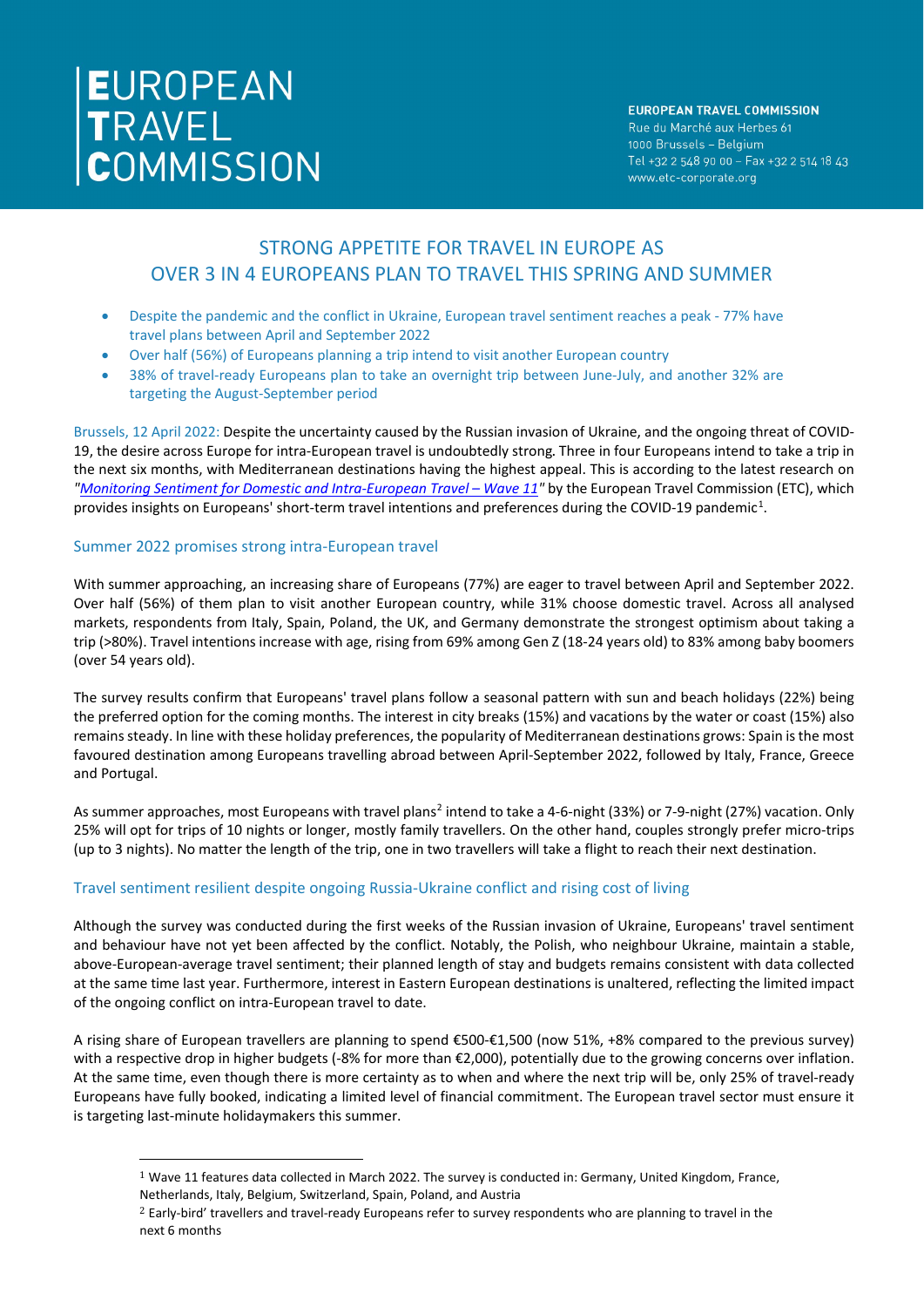# EUROPEAN TRAVEL COMMISSION

**EUROPEAN TRAVEL COMMISSION**
Rue du Marché aux Herbes 61
1000 Brussels – Belgium
Tel +32 2 548 90 00 – Fax +32 2 514 18 43
www.etc-corporate.org

## STRONG APPETITE FOR TRAVEL IN EUROPE AS OVER 3 IN 4 EUROPEANS PLAN TO TRAVEL THIS SPRING AND SUMMER

- Despite the pandemic and the conflict in Ukraine, European travel sentiment reaches a peak - 77% have travel plans between April and September 2022
- Over half (56%) of Europeans planning a trip intend to visit another European country
- 38% of travel-ready Europeans plan to take an overnight trip between June-July, and another 32% are targeting the August-September period

Brussels, 12 April 2022: Despite the uncertainty caused by the Russian invasion of Ukraine, and the ongoing threat of COVID-19, the desire across Europe for intra-European travel is undoubtedly strong. Three in four Europeans intend to take a trip in the next six months, with Mediterranean destinations having the highest appeal. This is according to the latest research on *"Monitoring Sentiment for Domestic and Intra-European Travel – Wave 11"* by the European Travel Commission (ETC), which provides insights on Europeans' short-term travel intentions and preferences during the COVID-19 pandemic[1].

### Summer 2022 promises strong intra-European travel

With summer approaching, an increasing share of Europeans (77%) are eager to travel between April and September 2022. Over half (56%) of them plan to visit another European country, while 31% choose domestic travel. Across all analysed markets, respondents from Italy, Spain, Poland, the UK, and Germany demonstrate the strongest optimism about taking a trip (>80%). Travel intentions increase with age, rising from 69% among Gen Z (18-24 years old) to 83% among baby boomers (over 54 years old).

The survey results confirm that Europeans' travel plans follow a seasonal pattern with sun and beach holidays (22%) being the preferred option for the coming months. The interest in city breaks (15%) and vacations by the water or coast (15%) also remains steady. In line with these holiday preferences, the popularity of Mediterranean destinations grows: Spain is the most favoured destination among Europeans travelling abroad between April-September 2022, followed by Italy, France, Greece and Portugal.

As summer approaches, most Europeans with travel plans[2] intend to take a 4-6-night (33%) or 7-9-night (27%) vacation. Only 25% will opt for trips of 10 nights or longer, mostly family travellers. On the other hand, couples strongly prefer micro-trips (up to 3 nights). No matter the length of the trip, one in two travellers will take a flight to reach their next destination.

### Travel sentiment resilient despite ongoing Russia-Ukraine conflict and rising cost of living

Although the survey was conducted during the first weeks of the Russian invasion of Ukraine, Europeans' travel sentiment and behaviour have not yet been affected by the conflict. Notably, the Polish, who neighbour Ukraine, maintain a stable, above-European-average travel sentiment; their planned length of stay and budgets remains consistent with data collected at the same time last year. Furthermore, interest in Eastern European destinations is unaltered, reflecting the limited impact of the ongoing conflict on intra-European travel to date.

A rising share of European travellers are planning to spend €500-€1,500 (now 51%, +8% compared to the previous survey) with a respective drop in higher budgets (-8% for more than €2,000), potentially due to the growing concerns over inflation. At the same time, even though there is more certainty as to when and where the next trip will be, only 25% of travel-ready Europeans have fully booked, indicating a limited level of financial commitment. The European travel sector must ensure it is targeting last-minute holidaymakers this summer.

---

[1] Wave 11 features data collected in March 2022. The survey is conducted in: Germany, United Kingdom, France, Netherlands, Italy, Belgium, Switzerland, Spain, Poland, and Austria

[2] Early-bird' travellers and travel-ready Europeans refer to survey respondents who are planning to travel in the next 6 months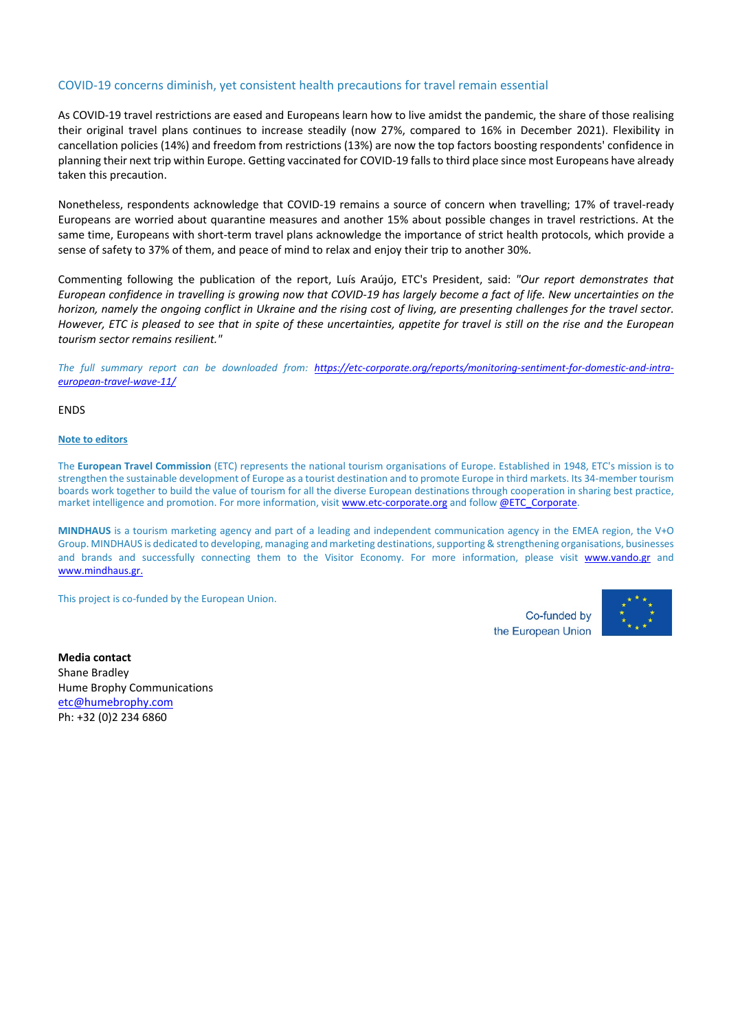## COVID-19 concerns diminish, yet consistent health precautions for travel remain essential

As COVID-19 travel restrictions are eased and Europeans learn how to live amidst the pandemic, the share of those realising their original travel plans continues to increase steadily (now 27%, compared to 16% in December 2021). Flexibility in cancellation policies (14%) and freedom from restrictions (13%) are now the top factors boosting respondents' confidence in planning their next trip within Europe. Getting vaccinated for COVID-19 falls to third place since most Europeans have already taken this precaution.

Nonetheless, respondents acknowledge that COVID-19 remains a source of concern when travelling; 17% of travel-ready Europeans are worried about quarantine measures and another 15% about possible changes in travel restrictions. At the same time, Europeans with short-term travel plans acknowledge the importance of strict health protocols, which provide a sense of safety to 37% of them, and peace of mind to relax and enjoy their trip to another 30%.

Commenting following the publication of the report, Luís Araújo, ETC's President, said: *"Our report demonstrates that European confidence in travelling is growing now that COVID-19 has largely become a fact of life. New uncertainties on the horizon, namely the ongoing conflict in Ukraine and the rising cost of living, are presenting challenges for the travel sector. However, ETC is pleased to see that in spite of these uncertainties, appetite for travel is still on the rise and the European tourism sector remains resilient."*

*The full summary report can be downloaded from: https://etc-corporate.org/reports/monitoring-sentiment-for-domestic-and-intra-european-travel-wave-11/*

ENDS

**Note to editors**

The **European Travel Commission** (ETC) represents the national tourism organisations of Europe. Established in 1948, ETC's mission is to strengthen the sustainable development of Europe as a tourist destination and to promote Europe in third markets. Its 34-member tourism boards work together to build the value of tourism for all the diverse European destinations through cooperation in sharing best practice, market intelligence and promotion. For more information, visit www.etc-corporate.org and follow @ETC_Corporate.

**MINDHAUS** is a tourism marketing agency and part of a leading and independent communication agency in the EMEA region, the V+O Group. MINDHAUS is dedicated to developing, managing and marketing destinations, supporting & strengthening organisations, businesses and brands and successfully connecting them to the Visitor Economy. For more information, please visit www.vando.gr and www.mindhaus.gr.

This project is co-funded by the European Union.

Co-funded by the European Union

**Media contact**
Shane Bradley
Hume Brophy Communications
etc@humebrophy.com
Ph: +32 (0)2 234 6860